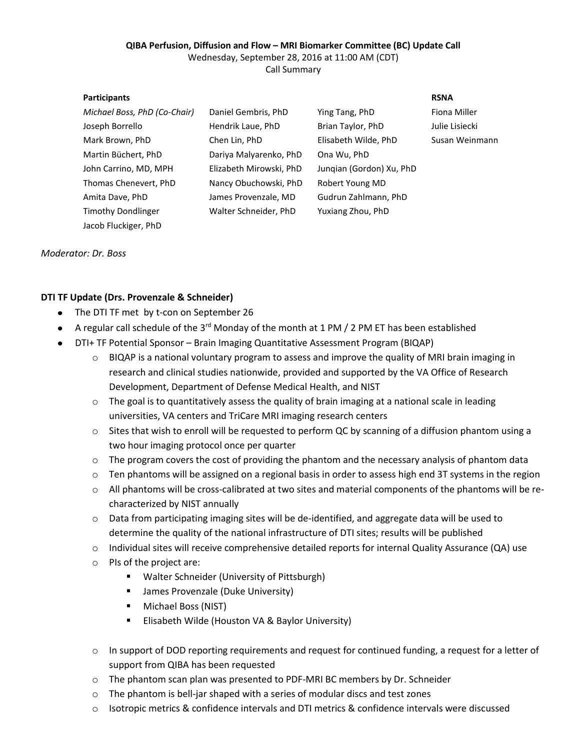**QIBA Perfusion, Diffusion and Flow – MRI Biomarker Committee (BC) Update Call**

Wednesday, September 28, 2016 at 11:00 AM (CDT)

Call Summary

| Participants | | | RSNA |
|---|---|---|---|
| *Michael Boss, PhD (Co-Chair)* | Daniel Gembris, PhD | Ying Tang, PhD | Fiona Miller |
| Joseph Borrello | Hendrik Laue, PhD | Brian Taylor, PhD | Julie Lisiecki |
| Mark Brown, PhD | Chen Lin, PhD | Elisabeth Wilde, PhD | Susan Weinmann |
| Martin Büchert, PhD | Dariya Malyarenko, PhD | Ona Wu, PhD | |
| John Carrino, MD, MPH | Elizabeth Mirowski, PhD | Junqian (Gordon) Xu, PhD | |
| Thomas Chenevert, PhD | Nancy Obuchowski, PhD | Robert Young MD | |
| Amita Dave, PhD | James Provenzale, MD | Gudrun Zahlmann, PhD | |
| Timothy Dondlinger | Walter Schneider, PhD | Yuxiang Zhou, PhD | |
| Jacob Fluckiger, PhD | | | |

*Moderator: Dr. Boss*

**DTI TF Update (Drs. Provenzale & Schneider)**

- The DTI TF met by t-con on September 26
- A regular call schedule of the 3rd Monday of the month at 1 PM / 2 PM ET has been established
- DTI+ TF Potential Sponsor – Brain Imaging Quantitative Assessment Program (BIQAP)
  - BIQAP is a national voluntary program to assess and improve the quality of MRI brain imaging in research and clinical studies nationwide, provided and supported by the VA Office of Research Development, Department of Defense Medical Health, and NIST
  - The goal is to quantitatively assess the quality of brain imaging at a national scale in leading universities, VA centers and TriCare MRI imaging research centers
  - Sites that wish to enroll will be requested to perform QC by scanning of a diffusion phantom using a two hour imaging protocol once per quarter
  - The program covers the cost of providing the phantom and the necessary analysis of phantom data
  - Ten phantoms will be assigned on a regional basis in order to assess high end 3T systems in the region
  - All phantoms will be cross-calibrated at two sites and material components of the phantoms will be re-characterized by NIST annually
  - Data from participating imaging sites will be de-identified, and aggregate data will be used to determine the quality of the national infrastructure of DTI sites; results will be published
  - Individual sites will receive comprehensive detailed reports for internal Quality Assurance (QA) use
  - PIs of the project are:
    - Walter Schneider (University of Pittsburgh)
    - James Provenzale (Duke University)
    - Michael Boss (NIST)
    - Elisabeth Wilde (Houston VA & Baylor University)
  - In support of DOD reporting requirements and request for continued funding, a request for a letter of support from QIBA has been requested
  - The phantom scan plan was presented to PDF-MRI BC members by Dr. Schneider
  - The phantom is bell-jar shaped with a series of modular discs and test zones
  - Isotropic metrics & confidence intervals and DTI metrics & confidence intervals were discussed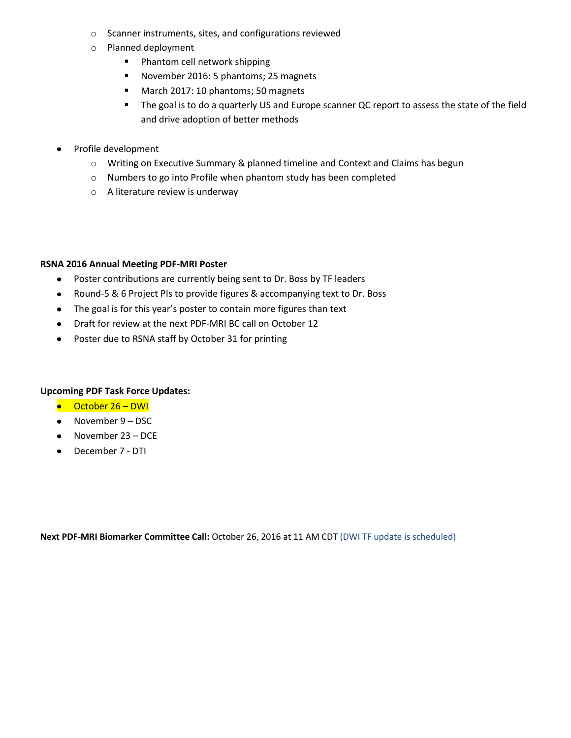- Scanner instruments, sites, and configurations reviewed
  - Planned deployment
    - Phantom cell network shipping
    - November 2016: 5 phantoms; 25 magnets
    - March 2017: 10 phantoms; 50 magnets
    - The goal is to do a quarterly US and Europe scanner QC report to assess the state of the field and drive adoption of better methods

- Profile development
  - Writing on Executive Summary & planned timeline and Context and Claims has begun
  - Numbers to go into Profile when phantom study has been completed
  - A literature review is underway

**RSNA 2016 Annual Meeting PDF-MRI Poster**

- Poster contributions are currently being sent to Dr. Boss by TF leaders
- Round-5 & 6 Project PIs to provide figures & accompanying text to Dr. Boss
- The goal is for this year's poster to contain more figures than text
- Draft for review at the next PDF-MRI BC call on October 12
- Poster due to RSNA staff by October 31 for printing

**Upcoming PDF Task Force Updates:**

- October 26 – DWI
- November 9 – DSC
- November 23 – DCE
- December 7 - DTI

**Next PDF-MRI Biomarker Committee Call:** October 26, 2016 at 11 AM CDT (DWI TF update is scheduled)